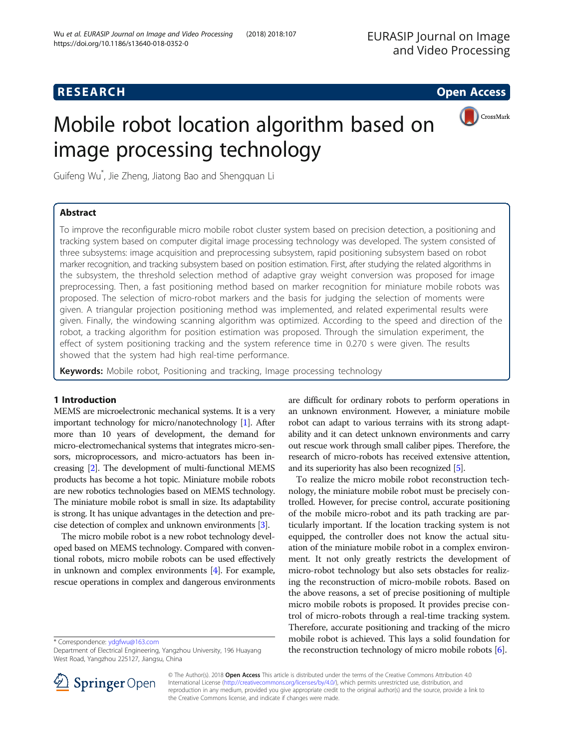RESEARCH Open Access

# Mobile robot location algorithm based on image processing technology

Guifeng Wu*, Jie Zheng, Jiatong Bao and Shengquan Li

## Abstract

To improve the reconfigurable micro mobile robot cluster system based on precision detection, a positioning and tracking system based on computer digital image processing technology was developed. The system consisted of three subsystems: image acquisition and preprocessing subsystem, rapid positioning subsystem based on robot marker recognition, and tracking subsystem based on position estimation. First, after studying the related algorithms in the subsystem, the threshold selection method of adaptive gray weight conversion was proposed for image preprocessing. Then, a fast positioning method based on marker recognition for miniature mobile robots was proposed. The selection of micro-robot markers and the basis for judging the selection of moments were given. A triangular projection positioning method was implemented, and related experimental results were given. Finally, the windowing scanning algorithm was optimized. According to the speed and direction of the robot, a tracking algorithm for position estimation was proposed. Through the simulation experiment, the effect of system positioning tracking and the system reference time in 0.270 s were given. The results showed that the system had high real-time performance.

**Keywords:** Mobile robot, Positioning and tracking, Image processing technology

## 1 Introduction

MEMS are microelectronic mechanical systems. It is a very important technology for micro/nanotechnology [1]. After more than 10 years of development, the demand for micro-electromechanical systems that integrates micro-sensors, microprocessors, and micro-actuators has been increasing [2]. The development of multi-functional MEMS products has become a hot topic. Miniature mobile robots are new robotics technologies based on MEMS technology. The miniature mobile robot is small in size. Its adaptability is strong. It has unique advantages in the detection and precise detection of complex and unknown environments [3].

The micro mobile robot is a new robot technology developed based on MEMS technology. Compared with conventional robots, micro mobile robots can be used effectively in unknown and complex environments [4]. For example, rescue operations in complex and dangerous environments are difficult for ordinary robots to perform operations in an unknown environment. However, a miniature mobile robot can adapt to various terrains with its strong adaptability and it can detect unknown environments and carry out rescue work through small caliber pipes. Therefore, the research of micro-robots has received extensive attention, and its superiority has also been recognized [5].

To realize the micro mobile robot reconstruction technology, the miniature mobile robot must be precisely controlled. However, for precise control, accurate positioning of the mobile micro-robot and its path tracking are particularly important. If the location tracking system is not equipped, the controller does not know the actual situation of the miniature mobile robot in a complex environment. It not only greatly restricts the development of micro-robot technology but also sets obstacles for realizing the reconstruction of micro-mobile robots. Based on the above reasons, a set of precise positioning of multiple micro mobile robots is proposed. It provides precise control of micro-robots through a real-time tracking system. Therefore, accurate positioning and tracking of the micro mobile robot is achieved. This lays a solid foundation for the reconstruction technology of micro mobile robots [6].

* Correspondence: ydgfwu@163.com
Department of Electrical Engineering, Yangzhou University, 196 Huayang West Road, Yangzhou 225127, Jiangsu, China

© The Author(s). 2018 **Open Access** This article is distributed under the terms of the Creative Commons Attribution 4.0 International License (http://creativecommons.org/licenses/by/4.0/), which permits unrestricted use, distribution, and reproduction in any medium, provided you give appropriate credit to the original author(s) and the source, provide a link to the Creative Commons license, and indicate if changes were made.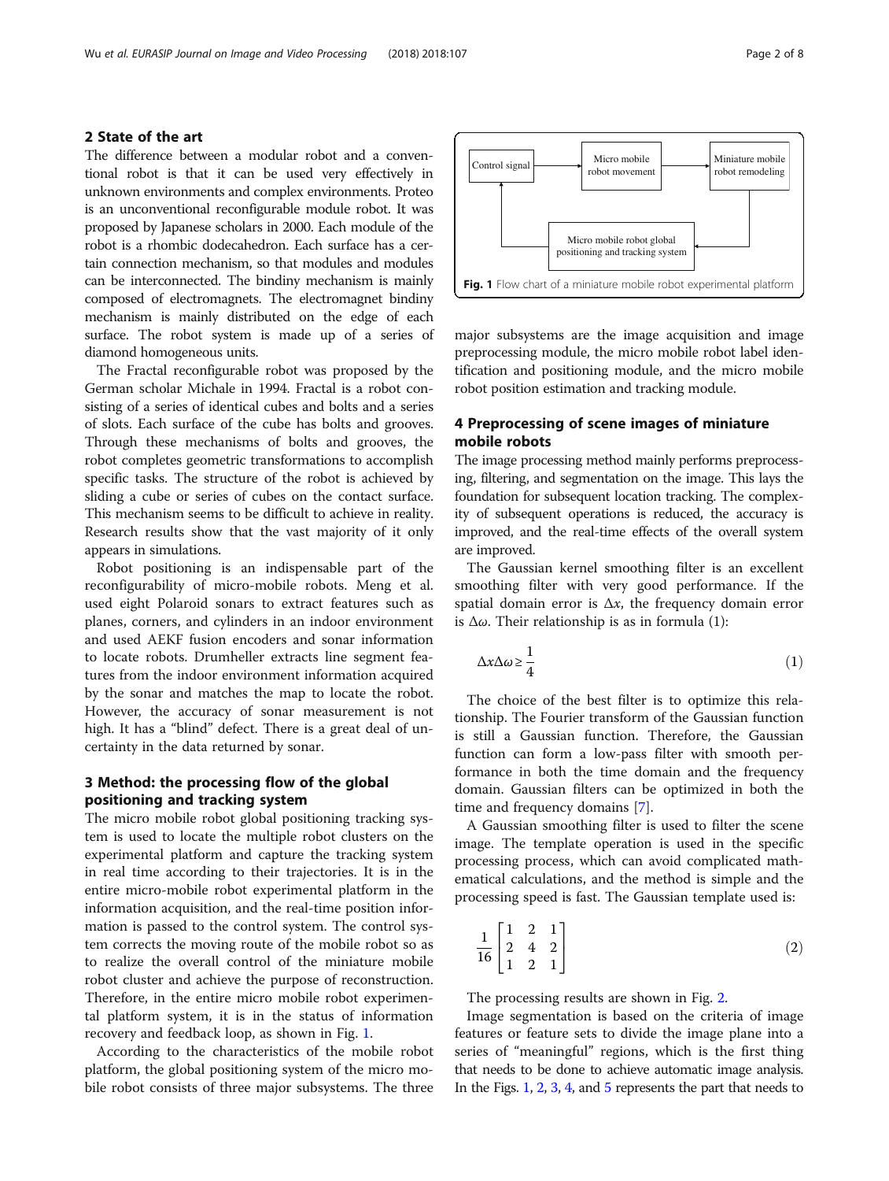## 2 State of the art

The difference between a modular robot and a conventional robot is that it can be used very effectively in unknown environments and complex environments. Proteo is an unconventional reconfigurable module robot. It was proposed by Japanese scholars in 2000. Each module of the robot is a rhombic dodecahedron. Each surface has a certain connection mechanism, so that modules and modules can be interconnected. The bindiny mechanism is mainly composed of electromagnets. The electromagnet bindiny mechanism is mainly distributed on the edge of each surface. The robot system is made up of a series of diamond homogeneous units.

The Fractal reconfigurable robot was proposed by the German scholar Michale in 1994. Fractal is a robot consisting of a series of identical cubes and bolts and a series of slots. Each surface of the cube has bolts and grooves. Through these mechanisms of bolts and grooves, the robot completes geometric transformations to accomplish specific tasks. The structure of the robot is achieved by sliding a cube or series of cubes on the contact surface. This mechanism seems to be difficult to achieve in reality. Research results show that the vast majority of it only appears in simulations.

Robot positioning is an indispensable part of the reconfigurability of micro-mobile robots. Meng et al. used eight Polaroid sonars to extract features such as planes, corners, and cylinders in an indoor environment and used AEKF fusion encoders and sonar information to locate robots. Drumheller extracts line segment features from the indoor environment information acquired by the sonar and matches the map to locate the robot. However, the accuracy of sonar measurement is not high. It has a "blind" defect. There is a great deal of uncertainty in the data returned by sonar.

## 3 Method: the processing flow of the global positioning and tracking system

The micro mobile robot global positioning tracking system is used to locate the multiple robot clusters on the experimental platform and capture the tracking system in real time according to their trajectories. It is in the entire micro-mobile robot experimental platform in the information acquisition, and the real-time position information is passed to the control system. The control system corrects the moving route of the mobile robot so as to realize the overall control of the miniature mobile robot cluster and achieve the purpose of reconstruction. Therefore, in the entire micro mobile robot experimental platform system, it is in the status of information recovery and feedback loop, as shown in Fig. 1.

According to the characteristics of the mobile robot platform, the global positioning system of the micro mobile robot consists of three major subsystems. The three major subsystems are the image acquisition and image preprocessing module, the micro mobile robot label identification and positioning module, and the micro mobile robot position estimation and tracking module.

Control signal → Micro mobile robot movement → Miniature mobile robot remodeling → Micro mobile robot global positioning and tracking system → Control signal

**Fig. 1** Flow chart of a miniature mobile robot experimental platform

## 4 Preprocessing of scene images of miniature mobile robots

The image processing method mainly performs preprocessing, filtering, and segmentation on the image. This lays the foundation for subsequent location tracking. The complexity of subsequent operations is reduced, the accuracy is improved, and the real-time effects of the overall system are improved.

The Gaussian kernel smoothing filter is an excellent smoothing filter with very good performance. If the spatial domain error is $\Delta x$, the frequency domain error is $\Delta \omega$. Their relationship is as in formula (1):

$$\Delta x \Delta \omega \geq \frac{1}{4} \tag{1}$$

The choice of the best filter is to optimize this relationship. The Fourier transform of the Gaussian function is still a Gaussian function. Therefore, the Gaussian function can form a low-pass filter with smooth performance in both the time domain and the frequency domain. Gaussian filters can be optimized in both the time and frequency domains [7].

A Gaussian smoothing filter is used to filter the scene image. The template operation is used in the specific processing process, which can avoid complicated mathematical calculations, and the method is simple and the processing speed is fast. The Gaussian template used is:

$$\frac{1}{16}\begin{bmatrix} 1 & 2 & 1 \\ 2 & 4 & 2 \\ 1 & 2 & 1 \end{bmatrix} \tag{2}$$

The processing results are shown in Fig. 2.

Image segmentation is based on the criteria of image features or feature sets to divide the image plane into a series of "meaningful" regions, which is the first thing that needs to be done to achieve automatic image analysis. In the Figs. 1, 2, 3, 4, and 5 represents the part that needs to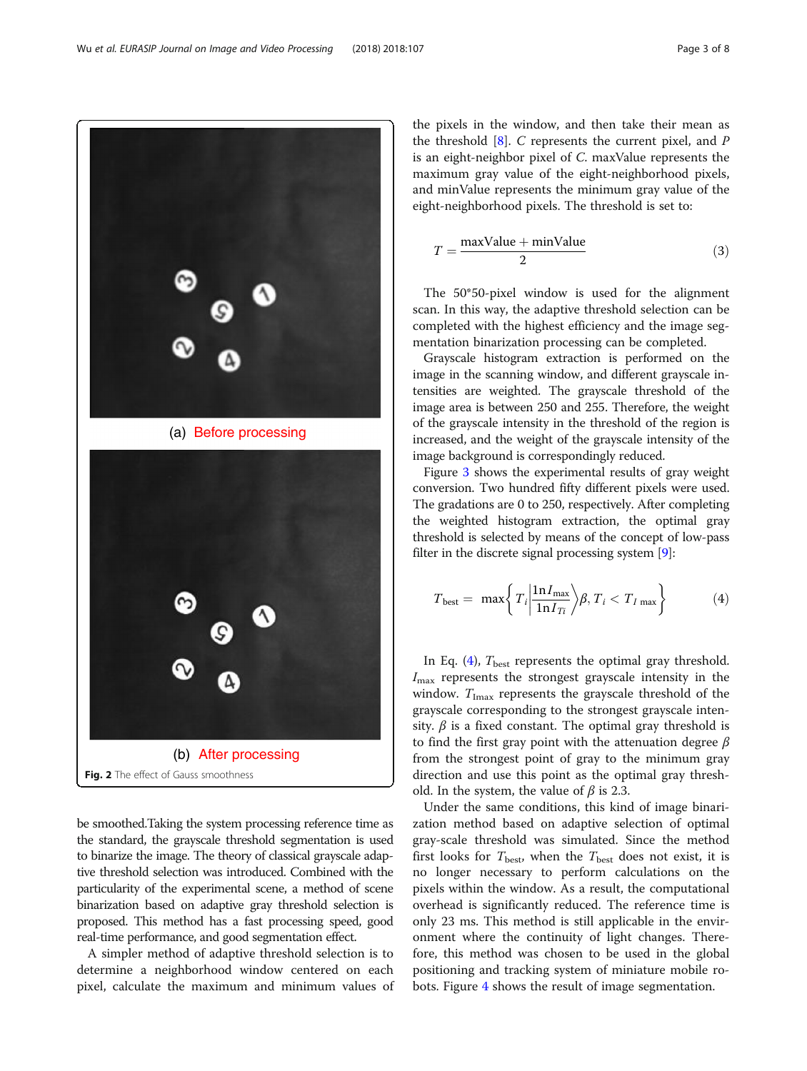(a) Before processing

(b) After processing

**Fig. 2** The effect of Gauss smoothness

be smoothed.Taking the system processing reference time as the standard, the grayscale threshold segmentation is used to binarize the image. The theory of classical grayscale adaptive threshold selection was introduced. Combined with the particularity of the experimental scene, a method of scene binarization based on adaptive gray threshold selection is proposed. This method has a fast processing speed, good real-time performance, and good segmentation effect.

A simpler method of adaptive threshold selection is to determine a neighborhood window centered on each pixel, calculate the maximum and minimum values of the pixels in the window, and then take their mean as the threshold [8]. $C$ represents the current pixel, and $P$ is an eight-neighbor pixel of $C$. maxValue represents the maximum gray value of the eight-neighborhood pixels, and minValue represents the minimum gray value of the eight-neighborhood pixels. The threshold is set to:

$$T = \frac{\text{maxValue} + \text{minValue}}{2} \tag{3}$$

The 50*50-pixel window is used for the alignment scan. In this way, the adaptive threshold selection can be completed with the highest efficiency and the image segmentation binarization processing can be completed.

Grayscale histogram extraction is performed on the image in the scanning window, and different grayscale intensities are weighted. The grayscale threshold of the image area is between 250 and 255. Therefore, the weight of the grayscale intensity in the threshold of the region is increased, and the weight of the grayscale intensity of the image background is correspondingly reduced.

Figure 3 shows the experimental results of gray weight conversion. Two hundred fifty different pixels were used. The gradations are 0 to 250, respectively. After completing the weighted histogram extraction, the optimal gray threshold is selected by means of the concept of low-pass filter in the discrete signal processing system [9]:

$$T_{\text{best}} = \max\left\{ T_i \left| \frac{\ln I_{\max}}{\ln I_{Ti}} \right\rangle \beta, T_i < T_{I\max} \right\} \tag{4}$$

In Eq. (4), $T_{\text{best}}$ represents the optimal gray threshold. $I_{\max}$ represents the strongest grayscale intensity in the window. $T_{\text{Imax}}$ represents the grayscale threshold of the grayscale corresponding to the strongest grayscale intensity. $\beta$ is a fixed constant. The optimal gray threshold is to find the first gray point with the attenuation degree $\beta$ from the strongest point of gray to the minimum gray direction and use this point as the optimal gray threshold. In the system, the value of $\beta$ is 2.3.

Under the same conditions, this kind of image binarization method based on adaptive selection of optimal gray-scale threshold was simulated. Since the method first looks for $T_{\text{best}}$, when the $T_{\text{best}}$ does not exist, it is no longer necessary to perform calculations on the pixels within the window. As a result, the computational overhead is significantly reduced. The reference time is only 23 ms. This method is still applicable in the environment where the continuity of light changes. Therefore, this method was chosen to be used in the global positioning and tracking system of miniature mobile robots. Figure 4 shows the result of image segmentation.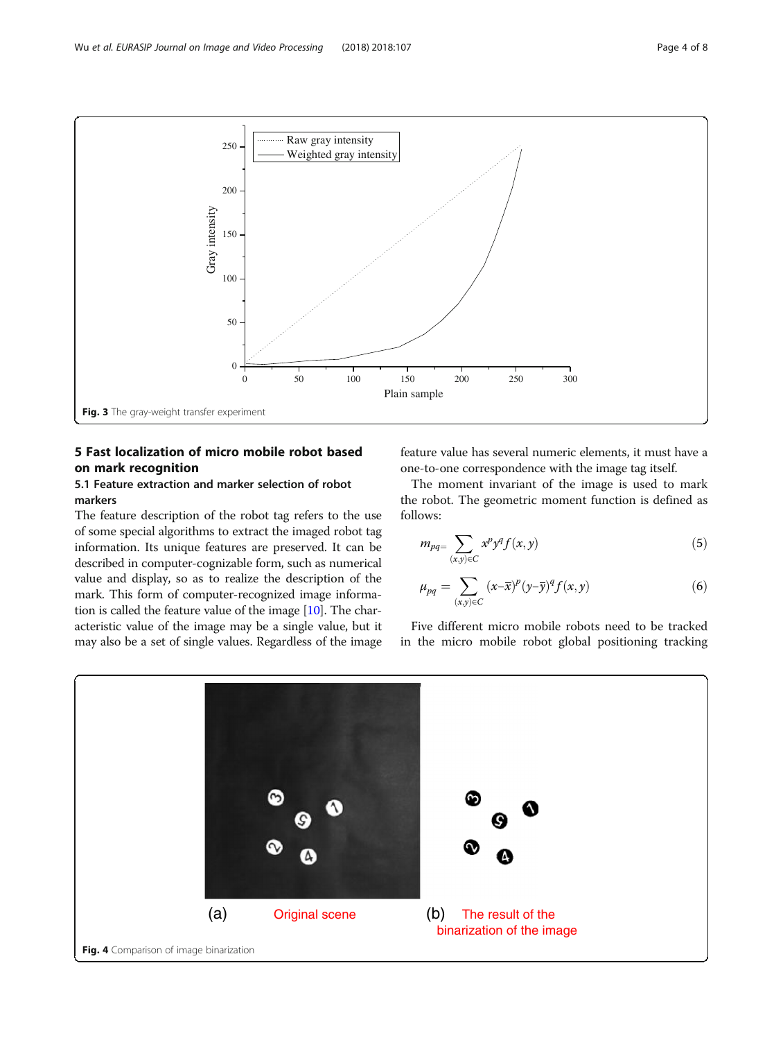Fig. 3 The gray-weight transfer experiment

## 5 Fast localization of micro mobile robot based on mark recognition

### 5.1 Feature extraction and marker selection of robot markers

The feature description of the robot tag refers to the use of some special algorithms to extract the imaged robot tag information. Its unique features are preserved. It can be described in computer-cognizable form, such as numerical value and display, so as to realize the description of the mark. This form of computer-recognized image information is called the feature value of the image [10]. The characteristic value of the image may be a single value, but it may also be a set of single values. Regardless of the image feature value has several numeric elements, it must have a one-to-one correspondence with the image tag itself.

The moment invariant of the image is used to mark the robot. The geometric moment function is defined as follows:

$$m_{pq}=\sum_{(x,y)\in C} x^p y^q f(x,y) \tag{5}$$

$$\mu_{pq}=\sum_{(x,y)\in C} (x-\bar{x})^p (y-\bar{y})^q f(x,y) \tag{6}$$

Five different micro mobile robots need to be tracked in the micro mobile robot global positioning tracking

Fig. 4 Comparison of image binarization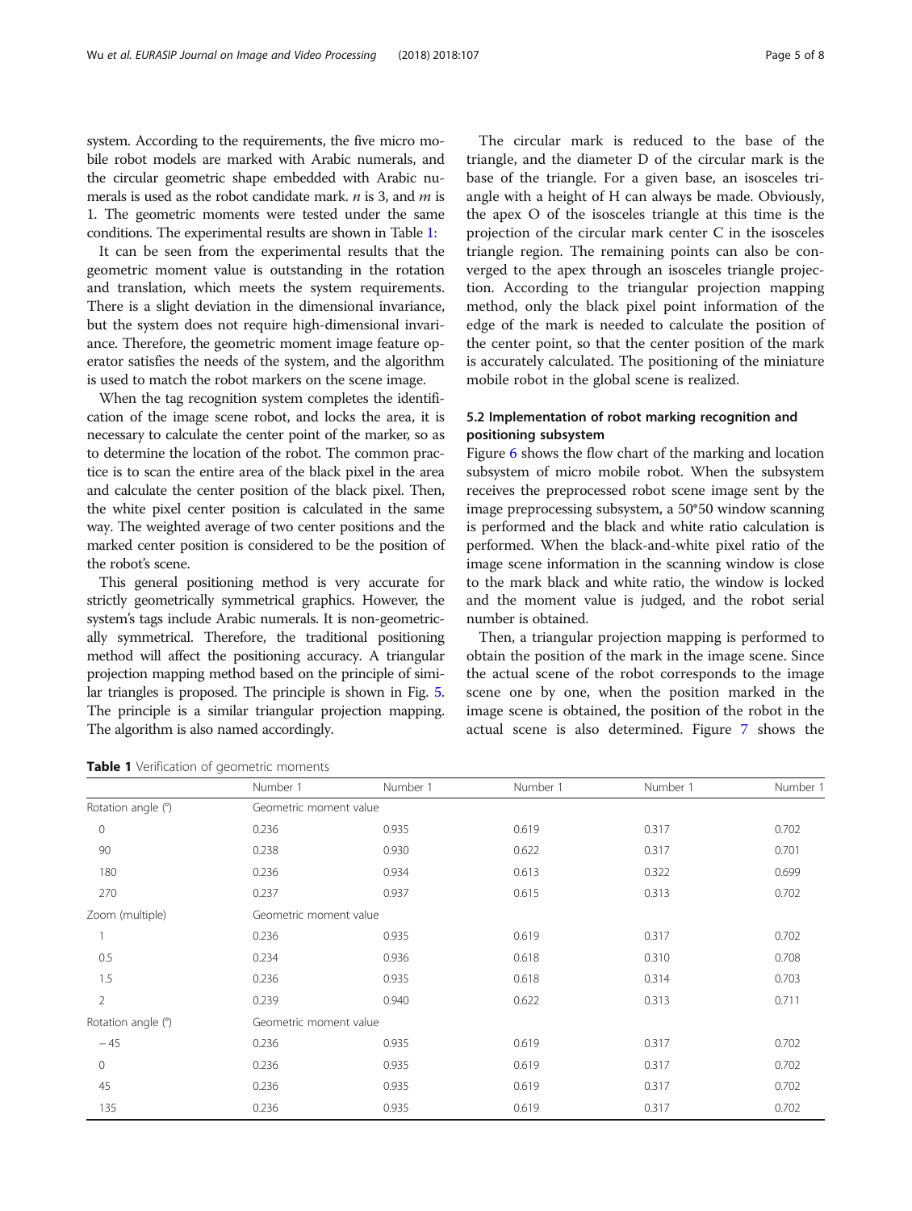system. According to the requirements, the five micro mobile robot models are marked with Arabic numerals, and the circular geometric shape embedded with Arabic numerals is used as the robot candidate mark. $n$ is 3, and $m$ is 1. The geometric moments were tested under the same conditions. The experimental results are shown in Table 1:

It can be seen from the experimental results that the geometric moment value is outstanding in the rotation and translation, which meets the system requirements. There is a slight deviation in the dimensional invariance, but the system does not require high-dimensional invariance. Therefore, the geometric moment image feature operator satisfies the needs of the system, and the algorithm is used to match the robot markers on the scene image.

When the tag recognition system completes the identification of the image scene robot, and locks the area, it is necessary to calculate the center point of the marker, so as to determine the location of the robot. The common practice is to scan the entire area of the black pixel in the area and calculate the center position of the black pixel. Then, the white pixel center position is calculated in the same way. The weighted average of two center positions and the marked center position is considered to be the position of the robot's scene.

This general positioning method is very accurate for strictly geometrically symmetrical graphics. However, the system's tags include Arabic numerals. It is non-geometrically symmetrical. Therefore, the traditional positioning method will affect the positioning accuracy. A triangular projection mapping method based on the principle of similar triangles is proposed. The principle is shown in Fig. 5. The principle is a similar triangular projection mapping. The algorithm is also named accordingly.

The circular mark is reduced to the base of the triangle, and the diameter D of the circular mark is the base of the triangle. For a given base, an isosceles triangle with a height of H can always be made. Obviously, the apex O of the isosceles triangle at this time is the projection of the circular mark center C in the isosceles triangle region. The remaining points can also be converged to the apex through an isosceles triangle projection. According to the triangular projection mapping method, only the black pixel point information of the edge of the mark is needed to calculate the position of the center point, so that the center position of the mark is accurately calculated. The positioning of the miniature mobile robot in the global scene is realized.

### 5.2 Implementation of robot marking recognition and positioning subsystem

Figure 6 shows the flow chart of the marking and location subsystem of micro mobile robot. When the subsystem receives the preprocessed robot scene image sent by the image preprocessing subsystem, a 50*50 window scanning is performed and the black and white ratio calculation is performed. When the black-and-white pixel ratio of the image scene information in the scanning window is close to the mark black and white ratio, the window is locked and the moment value is judged, and the robot serial number is obtained.

Then, a triangular projection mapping is performed to obtain the position of the mark in the image scene. Since the actual scene of the robot corresponds to the image scene one by one, when the position marked in the image scene is obtained, the position of the robot in the actual scene is also determined. Figure 7 shows the

**Table 1** Verification of geometric moments

| | Number 1 | Number 1 | Number 1 | Number 1 | Number 1 |
|---|---|---|---|---|---|
| Rotation angle (°) | Geometric moment value | | | | |
| 0 | 0.236 | 0.935 | 0.619 | 0.317 | 0.702 |
| 90 | 0.238 | 0.930 | 0.622 | 0.317 | 0.701 |
| 180 | 0.236 | 0.934 | 0.613 | 0.322 | 0.699 |
| 270 | 0.237 | 0.937 | 0.615 | 0.313 | 0.702 |
| Zoom (multiple) | Geometric moment value | | | | |
| 1 | 0.236 | 0.935 | 0.619 | 0.317 | 0.702 |
| 0.5 | 0.234 | 0.936 | 0.618 | 0.310 | 0.708 |
| 1.5 | 0.236 | 0.935 | 0.618 | 0.314 | 0.703 |
| 2 | 0.239 | 0.940 | 0.622 | 0.313 | 0.711 |
| Rotation angle (°) | Geometric moment value | | | | |
| − 45 | 0.236 | 0.935 | 0.619 | 0.317 | 0.702 |
| 0 | 0.236 | 0.935 | 0.619 | 0.317 | 0.702 |
| 45 | 0.236 | 0.935 | 0.619 | 0.317 | 0.702 |
| 135 | 0.236 | 0.935 | 0.619 | 0.317 | 0.702 |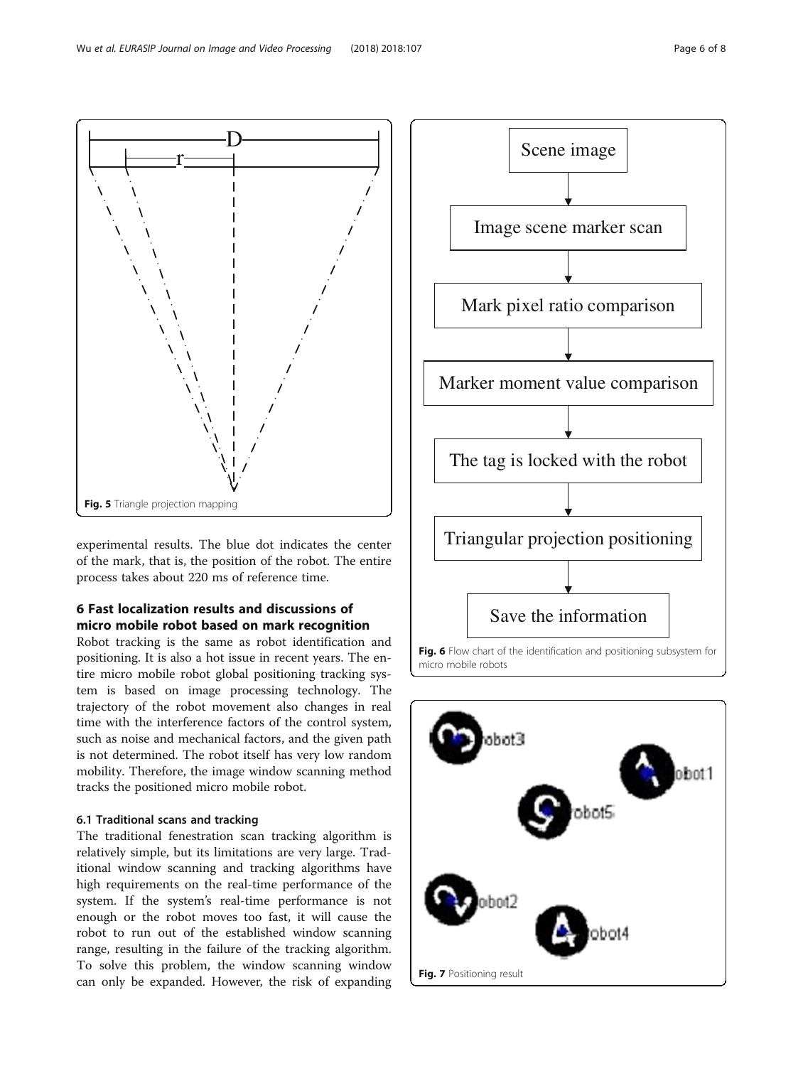Fig. 5 Triangle projection mapping

experimental results. The blue dot indicates the center of the mark, that is, the position of the robot. The entire process takes about 220 ms of reference time.

## 6 Fast localization results and discussions of micro mobile robot based on mark recognition

Robot tracking is the same as robot identification and positioning. It is also a hot issue in recent years. The entire micro mobile robot global positioning tracking system is based on image processing technology. The trajectory of the robot movement also changes in real time with the interference factors of the control system, such as noise and mechanical factors, and the given path is not determined. The robot itself has very low random mobility. Therefore, the image window scanning method tracks the positioned micro mobile robot.

### 6.1 Traditional scans and tracking

The traditional fenestration scan tracking algorithm is relatively simple, but its limitations are very large. Traditional window scanning and tracking algorithms have high requirements on the real-time performance of the system. If the system's real-time performance is not enough or the robot moves too fast, it will cause the robot to run out of the established window scanning range, resulting in the failure of the tracking algorithm. To solve this problem, the window scanning window can only be expanded. However, the risk of expanding

Fig. 6 Flow chart of the identification and positioning subsystem for micro mobile robots

Fig. 7 Positioning result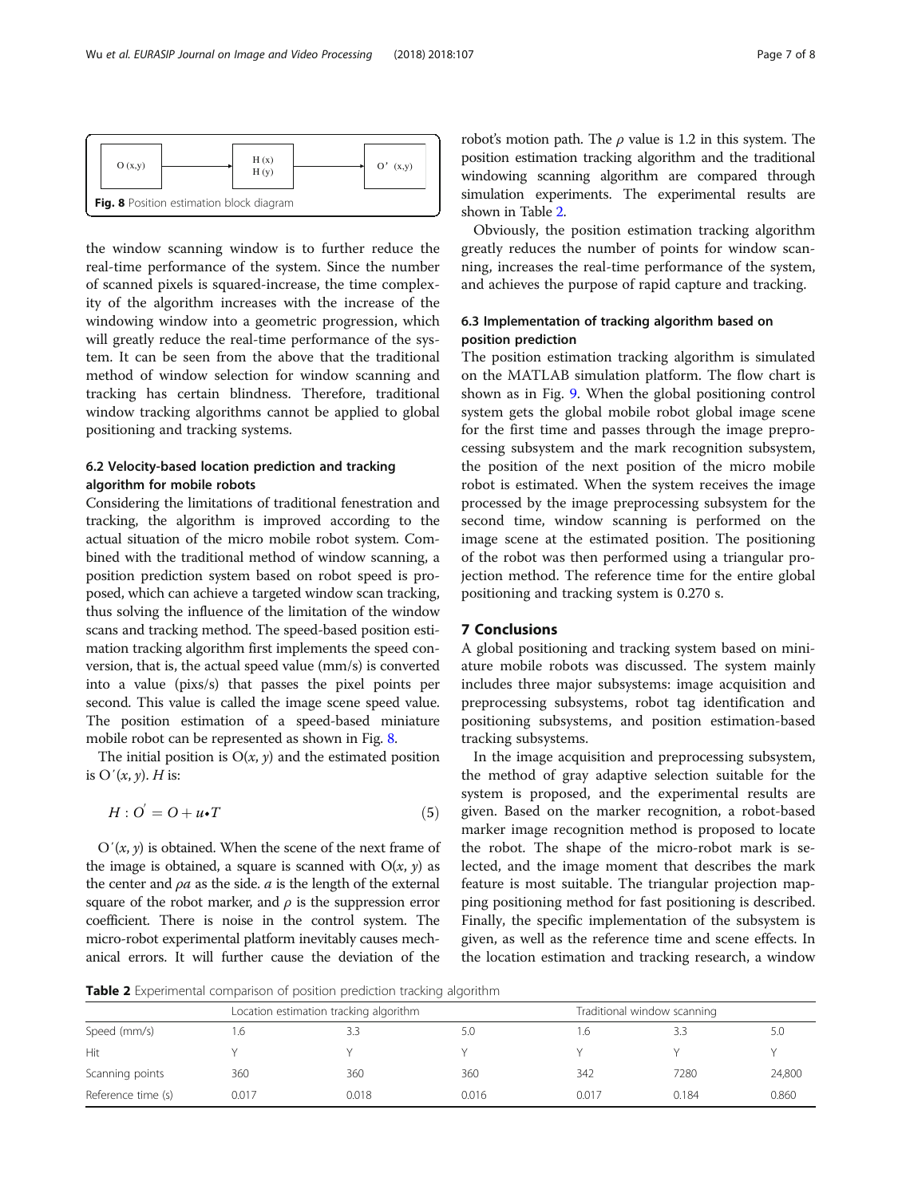O (x,y) → H (x) H (y) → O' (x,y)

**Fig. 8** Position estimation block diagram

the window scanning window is to further reduce the real-time performance of the system. Since the number of scanned pixels is squared-increase, the time complexity of the algorithm increases with the increase of the windowing window into a geometric progression, which will greatly reduce the real-time performance of the system. It can be seen from the above that the traditional method of window selection for window scanning and tracking has certain blindness. Therefore, traditional window tracking algorithms cannot be applied to global positioning and tracking systems.

### 6.2 Velocity-based location prediction and tracking algorithm for mobile robots

Considering the limitations of traditional fenestration and tracking, the algorithm is improved according to the actual situation of the micro mobile robot system. Combined with the traditional method of window scanning, a position prediction system based on robot speed is proposed, which can achieve a targeted window scan tracking, thus solving the influence of the limitation of the window scans and tracking method. The speed-based position estimation tracking algorithm first implements the speed conversion, that is, the actual speed value (mm/s) is converted into a value (pixs/s) that passes the pixel points per second. This value is called the image scene speed value. The position estimation of a speed-based miniature mobile robot can be represented as shown in Fig. 8.

The initial position is $O(x, y)$ and the estimated position is $O'(x, y)$. $H$ is:

$$H : O' = O + u \bullet T \tag{5}$$

$O'(x, y)$ is obtained. When the scene of the next frame of the image is obtained, a square is scanned with $O(x, y)$ as the center and $\rho a$ as the side. $a$ is the length of the external square of the robot marker, and $\rho$ is the suppression error coefficient. There is noise in the control system. The micro-robot experimental platform inevitably causes mechanical errors. It will further cause the deviation of the robot's motion path. The $\rho$ value is 1.2 in this system. The position estimation tracking algorithm and the traditional windowing scanning algorithm are compared through simulation experiments. The experimental results are shown in Table 2.

Obviously, the position estimation tracking algorithm greatly reduces the number of points for window scanning, increases the real-time performance of the system, and achieves the purpose of rapid capture and tracking.

### 6.3 Implementation of tracking algorithm based on position prediction

The position estimation tracking algorithm is simulated on the MATLAB simulation platform. The flow chart is shown as in Fig. 9. When the global positioning control system gets the global mobile robot global image scene for the first time and passes through the image preprocessing subsystem and the mark recognition subsystem, the position of the next position of the micro mobile robot is estimated. When the system receives the image processed by the image preprocessing subsystem for the second time, window scanning is performed on the image scene at the estimated position. The positioning of the robot was then performed using a triangular projection method. The reference time for the entire global positioning and tracking system is 0.270 s.

## 7 Conclusions

A global positioning and tracking system based on miniature mobile robots was discussed. The system mainly includes three major subsystems: image acquisition and preprocessing subsystems, robot tag identification and positioning subsystems, and position estimation-based tracking subsystems.

In the image acquisition and preprocessing subsystem, the method of gray adaptive selection suitable for the system is proposed, and the experimental results are given. Based on the marker recognition, a robot-based marker image recognition method is proposed to locate the robot. The shape of the micro-robot mark is selected, and the image moment that describes the mark feature is most suitable. The triangular projection mapping positioning method for fast positioning is described. Finally, the specific implementation of the subsystem is given, as well as the reference time and scene effects. In the location estimation and tracking research, a window

**Table 2** Experimental comparison of position prediction tracking algorithm

| | Location estimation tracking algorithm | | | Traditional window scanning | | |
|---|---|---|---|---|---|---|
| Speed (mm/s) | 1.6 | 3.3 | 5.0 | 1.6 | 3.3 | 5.0 |
| Hit | Y | Y | Y | Y | Y | Y |
| Scanning points | 360 | 360 | 360 | 342 | 7280 | 24,800 |
| Reference time (s) | 0.017 | 0.018 | 0.016 | 0.017 | 0.184 | 0.860 |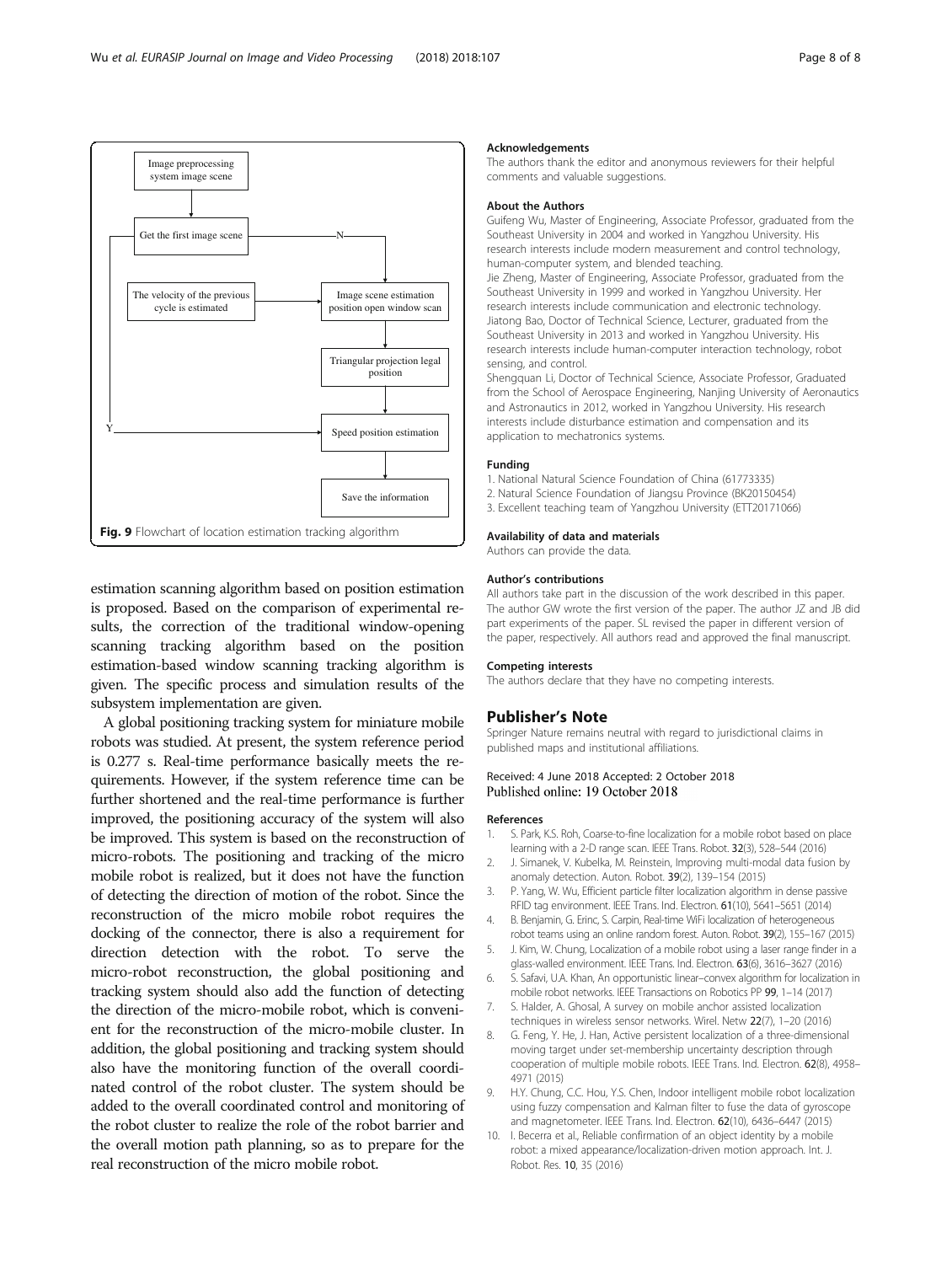Image preprocessing system image scene

Get the first image scene

N

The velocity of the previous cycle is estimated

Image scene estimation position open window scan

Triangular projection legal position

Y

Speed position estimation

Save the information

**Fig. 9** Flowchart of location estimation tracking algorithm

estimation scanning algorithm based on position estimation is proposed. Based on the comparison of experimental results, the correction of the traditional window-opening scanning tracking algorithm based on the position estimation-based window scanning tracking algorithm is given. The specific process and simulation results of the subsystem implementation are given.

A global positioning tracking system for miniature mobile robots was studied. At present, the system reference period is 0.277 s. Real-time performance basically meets the requirements. However, if the system reference time can be further shortened and the real-time performance is further improved, the positioning accuracy of the system will also be improved. This system is based on the reconstruction of micro-robots. The positioning and tracking of the micro mobile robot is realized, but it does not have the function of detecting the direction of motion of the robot. Since the reconstruction of the micro mobile robot requires the docking of the connector, there is also a requirement for direction detection with the robot. To serve the micro-robot reconstruction, the global positioning and tracking system should also add the function of detecting the direction of the micro-mobile robot, which is convenient for the reconstruction of the micro-mobile cluster. In addition, the global positioning and tracking system should also have the monitoring function of the overall coordinated control of the robot cluster. The system should be added to the overall coordinated control and monitoring of the robot cluster to realize the role of the robot barrier and the overall motion path planning, so as to prepare for the real reconstruction of the micro mobile robot.

#### Acknowledgements

The authors thank the editor and anonymous reviewers for their helpful comments and valuable suggestions.

#### About the Authors

Guifeng Wu, Master of Engineering, Associate Professor, graduated from the Southeast University in 2004 and worked in Yangzhou University. His research interests include modern measurement and control technology, human-computer system, and blended teaching.

Jie Zheng, Master of Engineering, Associate Professor, graduated from the Southeast University in 1999 and worked in Yangzhou University. Her research interests include communication and electronic technology.

Jiatong Bao, Doctor of Technical Science, Lecturer, graduated from the Southeast University in 2013 and worked in Yangzhou University. His research interests include human-computer interaction technology, robot sensing, and control.

Shengquan Li, Doctor of Technical Science, Associate Professor, Graduated from the School of Aerospace Engineering, Nanjing University of Aeronautics and Astronautics in 2012, worked in Yangzhou University. His research interests include disturbance estimation and compensation and its application to mechatronics systems.

#### Funding

1. National Natural Science Foundation of China (61773335)
2. Natural Science Foundation of Jiangsu Province (BK20150454)
3. Excellent teaching team of Yangzhou University (ETT20171066)

#### Availability of data and materials

Authors can provide the data.

#### Author's contributions

All authors take part in the discussion of the work described in this paper. The author GW wrote the first version of the paper. The author JZ and JB did part experiments of the paper. SL revised the paper in different version of the paper, respectively. All authors read and approved the final manuscript.

#### Competing interests

The authors declare that they have no competing interests.

## Publisher's Note

Springer Nature remains neutral with regard to jurisdictional claims in published maps and institutional affiliations.

Received: 4 June 2018 Accepted: 2 October 2018
Published online: 19 October 2018

#### References

1. S. Park, K.S. Roh, Coarse-to-fine localization for a mobile robot based on place learning with a 2-D range scan. IEEE Trans. Robot. **32**(3), 528–544 (2016)
2. J. Simanek, V. Kubelka, M. Reinstein, Improving multi-modal data fusion by anomaly detection. Auton. Robot. **39**(2), 139–154 (2015)
3. P. Yang, W. Wu, Efficient particle filter localization algorithm in dense passive RFID tag environment. IEEE Trans. Ind. Electron. **61**(10), 5641–5651 (2014)
4. B. Benjamin, G. Erinc, S. Carpin, Real-time WiFi localization of heterogeneous robot teams using an online random forest. Auton. Robot. **39**(2), 155–167 (2015)
5. J. Kim, W. Chung, Localization of a mobile robot using a laser range finder in a glass-walled environment. IEEE Trans. Ind. Electron. **63**(6), 3616–3627 (2016)
6. S. Safavi, U.A. Khan, An opportunistic linear–convex algorithm for localization in mobile robot networks. IEEE Transactions on Robotics PP **99**, 1–14 (2017)
7. S. Halder, A. Ghosal, A survey on mobile anchor assisted localization techniques in wireless sensor networks. Wirel. Netw **22**(7), 1–20 (2016)
8. G. Feng, Y. He, J. Han, Active persistent localization of a three-dimensional moving target under set-membership uncertainty description through cooperation of multiple mobile robots. IEEE Trans. Ind. Electron. **62**(8), 4958–4971 (2015)
9. H.Y. Chung, C.C. Hou, Y.S. Chen, Indoor intelligent mobile robot localization using fuzzy compensation and Kalman filter to fuse the data of gyroscope and magnetometer. IEEE Trans. Ind. Electron. **62**(10), 6436–6447 (2015)
10. I. Becerra et al., Reliable confirmation of an object identity by a mobile robot: a mixed appearance/localization-driven motion approach. Int. J. Robot. Res. **10**, 35 (2016)